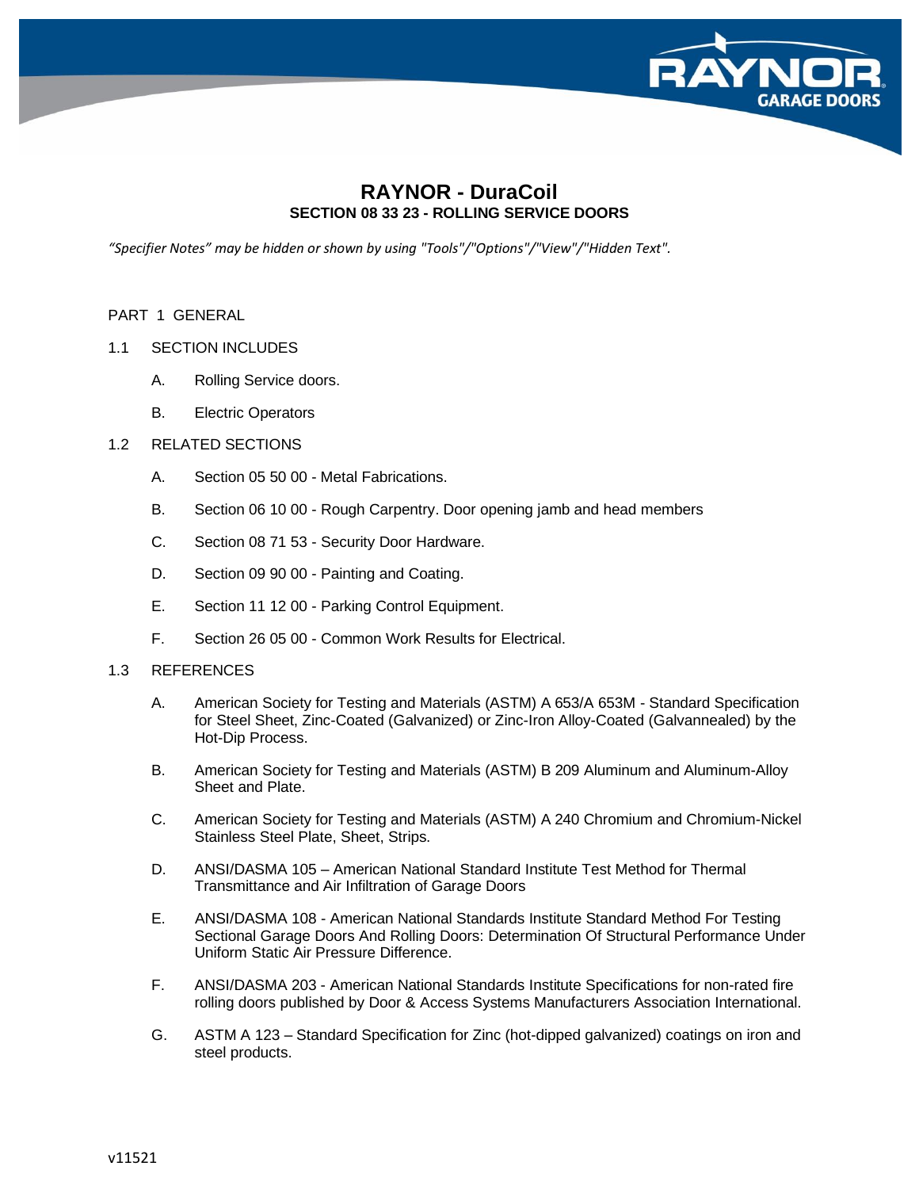# RAYNOR - DuraCoil

## SECTION 08 33 23 - ROLLING SERVICE DOORS

*"Specifier Notes" may be hidden or shown by using "Tools"/"Options"/"View"/"Hidden Text".*

PART 1 GENERAL

1.1 SECTION INCLUDES

A. Rolling Service doors.

B. Electric Operators

1.2 RELATED SECTIONS

A. Section 05 50 00 - Metal Fabrications.

B. Section 06 10 00 - Rough Carpentry. Door opening jamb and head members

C. Section 08 71 53 - Security Door Hardware.

D. Section 09 90 00 - Painting and Coating.

E. Section 11 12 00 - Parking Control Equipment.

F. Section 26 05 00 - Common Work Results for Electrical.

1.3 REFERENCES

A. American Society for Testing and Materials (ASTM) A 653/A 653M - Standard Specification for Steel Sheet, Zinc-Coated (Galvanized) or Zinc-Iron Alloy-Coated (Galvannealed) by the Hot-Dip Process.

B. American Society for Testing and Materials (ASTM) B 209 Aluminum and Aluminum-Alloy Sheet and Plate.

C. American Society for Testing and Materials (ASTM) A 240 Chromium and Chromium-Nickel Stainless Steel Plate, Sheet, Strips.

D. ANSI/DASMA 105 – American National Standard Institute Test Method for Thermal Transmittance and Air Infiltration of Garage Doors

E. ANSI/DASMA 108 - American National Standards Institute Standard Method For Testing Sectional Garage Doors And Rolling Doors: Determination Of Structural Performance Under Uniform Static Air Pressure Difference.

F. ANSI/DASMA 203 - American National Standards Institute Specifications for non-rated fire rolling doors published by Door & Access Systems Manufacturers Association International.

G. ASTM A 123 – Standard Specification for Zinc (hot-dipped galvanized) coatings on iron and steel products.

v11521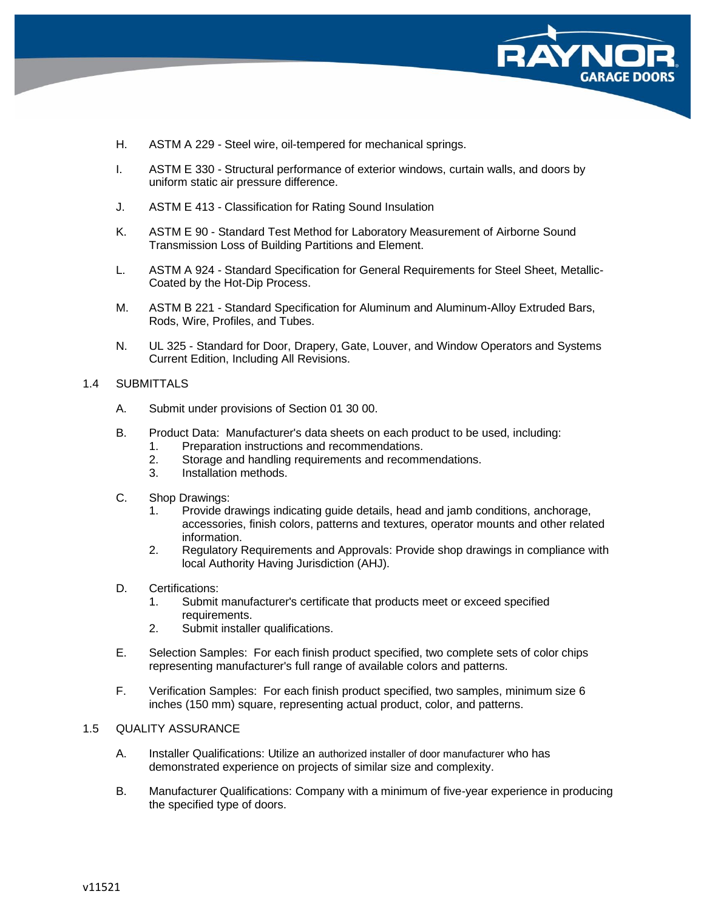H. ASTM A 229 - Steel wire, oil-tempered for mechanical springs.

I. ASTM E 330 - Structural performance of exterior windows, curtain walls, and doors by uniform static air pressure difference.

J. ASTM E 413 - Classification for Rating Sound Insulation

K. ASTM E 90 - Standard Test Method for Laboratory Measurement of Airborne Sound Transmission Loss of Building Partitions and Element.

L. ASTM A 924 - Standard Specification for General Requirements for Steel Sheet, Metallic-Coated by the Hot-Dip Process.

M. ASTM B 221 - Standard Specification for Aluminum and Aluminum-Alloy Extruded Bars, Rods, Wire, Profiles, and Tubes.

N. UL 325 - Standard for Door, Drapery, Gate, Louver, and Window Operators and Systems Current Edition, Including All Revisions.

## 1.4 SUBMITTALS

A. Submit under provisions of Section 01 30 00.

B. Product Data: Manufacturer's data sheets on each product to be used, including:
   1. Preparation instructions and recommendations.
   2. Storage and handling requirements and recommendations.
   3. Installation methods.

C. Shop Drawings:
   1. Provide drawings indicating guide details, head and jamb conditions, anchorage, accessories, finish colors, patterns and textures, operator mounts and other related information.
   2. Regulatory Requirements and Approvals: Provide shop drawings in compliance with local Authority Having Jurisdiction (AHJ).

D. Certifications:
   1. Submit manufacturer's certificate that products meet or exceed specified requirements.
   2. Submit installer qualifications.

E. Selection Samples: For each finish product specified, two complete sets of color chips representing manufacturer's full range of available colors and patterns.

F. Verification Samples: For each finish product specified, two samples, minimum size 6 inches (150 mm) square, representing actual product, color, and patterns.

## 1.5 QUALITY ASSURANCE

A. Installer Qualifications: Utilize an authorized installer of door manufacturer who has demonstrated experience on projects of similar size and complexity.

B. Manufacturer Qualifications: Company with a minimum of five-year experience in producing the specified type of doors.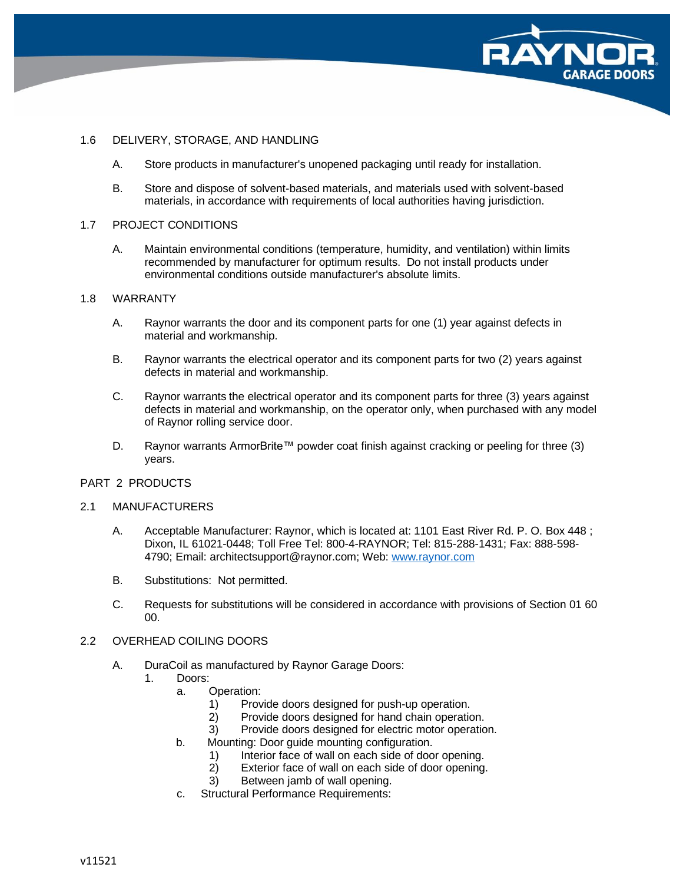## 1.6 DELIVERY, STORAGE, AND HANDLING

A. Store products in manufacturer's unopened packaging until ready for installation.

B. Store and dispose of solvent-based materials, and materials used with solvent-based materials, in accordance with requirements of local authorities having jurisdiction.

## 1.7 PROJECT CONDITIONS

A. Maintain environmental conditions (temperature, humidity, and ventilation) within limits recommended by manufacturer for optimum results. Do not install products under environmental conditions outside manufacturer's absolute limits.

## 1.8 WARRANTY

A. Raynor warrants the door and its component parts for one (1) year against defects in material and workmanship.

B. Raynor warrants the electrical operator and its component parts for two (2) years against defects in material and workmanship.

C. Raynor warrants the electrical operator and its component parts for three (3) years against defects in material and workmanship, on the operator only, when purchased with any model of Raynor rolling service door.

D. Raynor warrants ArmorBrite™ powder coat finish against cracking or peeling for three (3) years.

# PART 2 PRODUCTS

## 2.1 MANUFACTURERS

A. Acceptable Manufacturer: Raynor, which is located at: 1101 East River Rd. P. O. Box 448 ; Dixon, IL 61021-0448; Toll Free Tel: 800-4-RAYNOR; Tel: 815-288-1431; Fax: 888-598-4790; Email: architectsupport@raynor.com; Web: [www.raynor.com](http://www.raynor.com)

B. Substitutions: Not permitted.

C. Requests for substitutions will be considered in accordance with provisions of Section 01 60 00.

## 2.2 OVERHEAD COILING DOORS

A. DuraCoil as manufactured by Raynor Garage Doors:
   1. Doors:
      a. Operation:
         1) Provide doors designed for push-up operation.
         2) Provide doors designed for hand chain operation.
         3) Provide doors designed for electric motor operation.
      b. Mounting: Door guide mounting configuration.
         1) Interior face of wall on each side of door opening.
         2) Exterior face of wall on each side of door opening.
         3) Between jamb of wall opening.
      c. Structural Performance Requirements: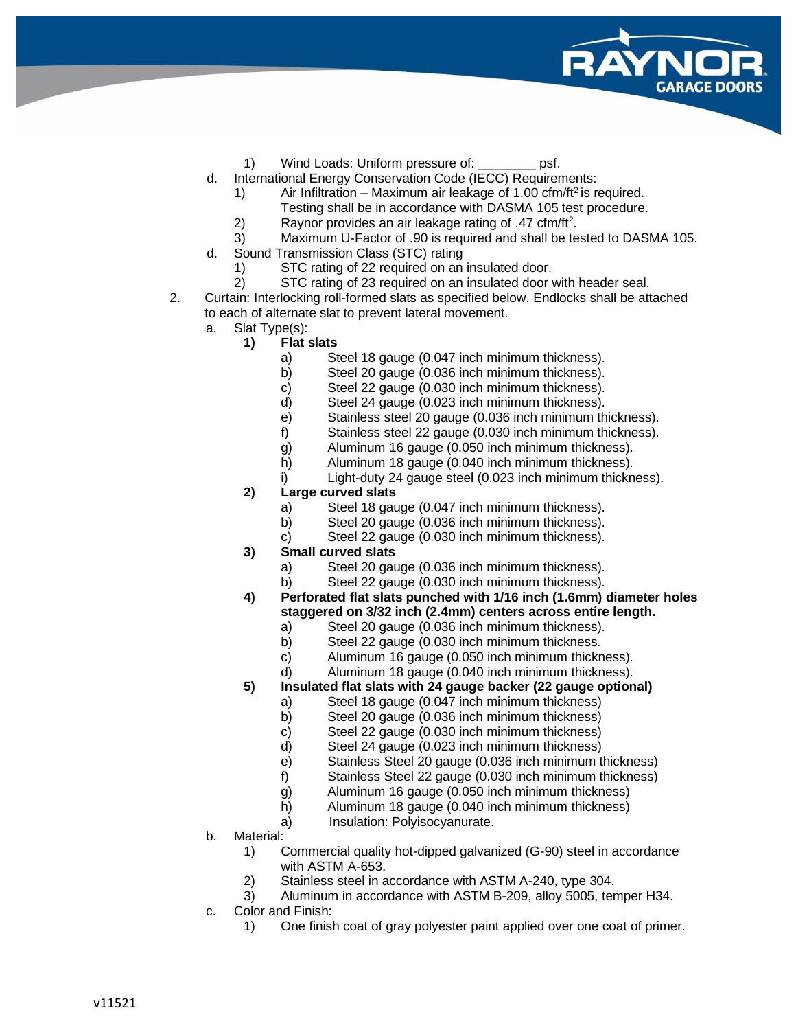1) Wind Loads: Uniform pressure of: ________ psf.

d. International Energy Conservation Code (IECC) Requirements:
   1) Air Infiltration – Maximum air leakage of 1.00 cfm/ft$^2$ is required. Testing shall be in accordance with DASMA 105 test procedure.
   2) Raynor provides an air leakage rating of .47 cfm/ft$^2$.
   3) Maximum U-Factor of .90 is required and shall be tested to DASMA 105.

d. Sound Transmission Class (STC) rating
   1) STC rating of 22 required on an insulated door.
   2) STC rating of 23 required on an insulated door with header seal.

2. Curtain: Interlocking roll-formed slats as specified below. Endlocks shall be attached to each of alternate slat to prevent lateral movement.
   a. Slat Type(s):
      **1) Flat slats**
         a) Steel 18 gauge (0.047 inch minimum thickness).
         b) Steel 20 gauge (0.036 inch minimum thickness).
         c) Steel 22 gauge (0.030 inch minimum thickness).
         d) Steel 24 gauge (0.023 inch minimum thickness).
         e) Stainless steel 20 gauge (0.036 inch minimum thickness).
         f) Stainless steel 22 gauge (0.030 inch minimum thickness).
         g) Aluminum 16 gauge (0.050 inch minimum thickness).
         h) Aluminum 18 gauge (0.040 inch minimum thickness).
         i) Light-duty 24 gauge steel (0.023 inch minimum thickness).

      **2) Large curved slats**
         a) Steel 18 gauge (0.047 inch minimum thickness).
         b) Steel 20 gauge (0.036 inch minimum thickness).
         c) Steel 22 gauge (0.030 inch minimum thickness).

      **3) Small curved slats**
         a) Steel 20 gauge (0.036 inch minimum thickness).
         b) Steel 22 gauge (0.030 inch minimum thickness).

      **4) Perforated flat slats punched with 1/16 inch (1.6mm) diameter holes staggered on 3/32 inch (2.4mm) centers across entire length.**
         a) Steel 20 gauge (0.036 inch minimum thickness).
         b) Steel 22 gauge (0.030 inch minimum thickness.
         c) Aluminum 16 gauge (0.050 inch minimum thickness).
         d) Aluminum 18 gauge (0.040 inch minimum thickness).

      **5) Insulated flat slats with 24 gauge backer (22 gauge optional)**
         a) Steel 18 gauge (0.047 inch minimum thickness)
         b) Steel 20 gauge (0.036 inch minimum thickness)
         c) Steel 22 gauge (0.030 inch minimum thickness)
         d) Steel 24 gauge (0.023 inch minimum thickness)
         e) Stainless Steel 20 gauge (0.036 inch minimum thickness)
         f) Stainless Steel 22 gauge (0.030 inch minimum thickness)
         g) Aluminum 16 gauge (0.050 inch minimum thickness)
         h) Aluminum 18 gauge (0.040 inch minimum thickness)
         a) Insulation: Polyisocyanurate.

   b. Material:
      1) Commercial quality hot-dipped galvanized (G-90) steel in accordance with ASTM A-653.
      2) Stainless steel in accordance with ASTM A-240, type 304.
      3) Aluminum in accordance with ASTM B-209, alloy 5005, temper H34.

   c. Color and Finish:
      1) One finish coat of gray polyester paint applied over one coat of primer.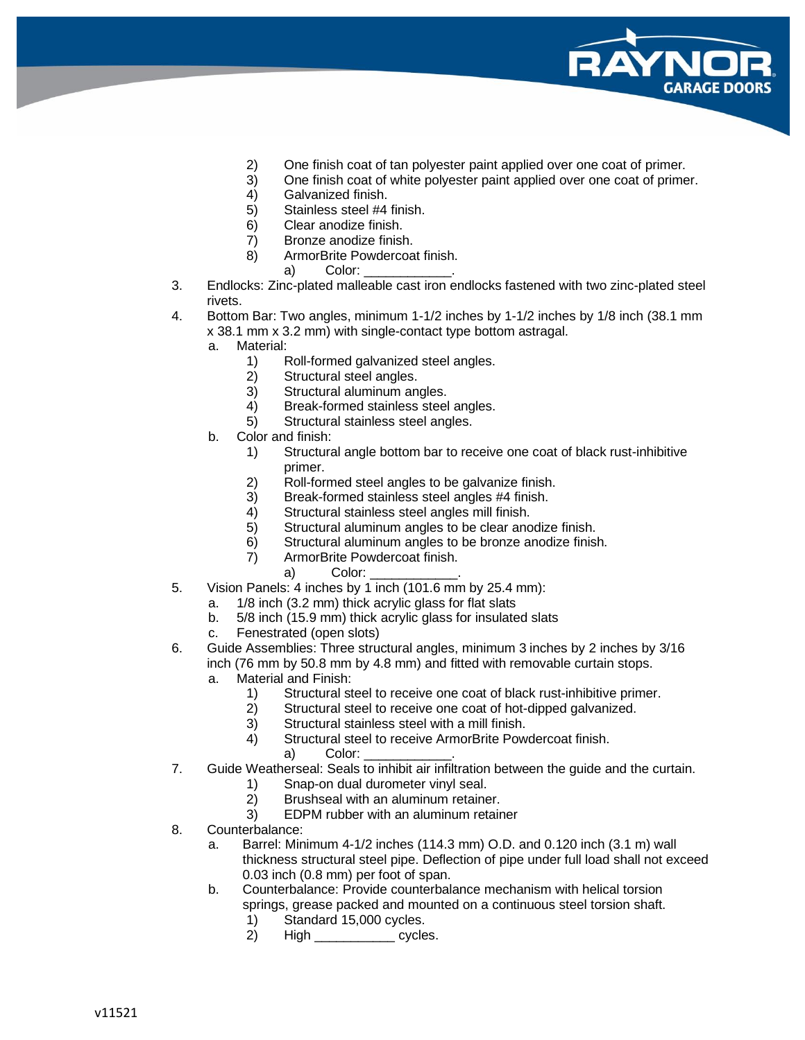2) One finish coat of tan polyester paint applied over one coat of primer.
   3) One finish coat of white polyester paint applied over one coat of primer.
   4) Galvanized finish.
   5) Stainless steel #4 finish.
   6) Clear anodize finish.
   7) Bronze anodize finish.
   8) ArmorBrite Powdercoat finish.
      a) Color: ____________.

3. Endlocks: Zinc-plated malleable cast iron endlocks fastened with two zinc-plated steel rivets.
4. Bottom Bar: Two angles, minimum 1-1/2 inches by 1-1/2 inches by 1/8 inch (38.1 mm x 38.1 mm x 3.2 mm) with single-contact type bottom astragal.
   a. Material:
      1) Roll-formed galvanized steel angles.
      2) Structural steel angles.
      3) Structural aluminum angles.
      4) Break-formed stainless steel angles.
      5) Structural stainless steel angles.
   b. Color and finish:
      1) Structural angle bottom bar to receive one coat of black rust-inhibitive primer.
      2) Roll-formed steel angles to be galvanize finish.
      3) Break-formed stainless steel angles #4 finish.
      4) Structural stainless steel angles mill finish.
      5) Structural aluminum angles to be clear anodize finish.
      6) Structural aluminum angles to be bronze anodize finish.
      7) ArmorBrite Powdercoat finish.
         a) Color: ____________.
5. Vision Panels: 4 inches by 1 inch (101.6 mm by 25.4 mm):
   a. 1/8 inch (3.2 mm) thick acrylic glass for flat slats
   b. 5/8 inch (15.9 mm) thick acrylic glass for insulated slats
   c. Fenestrated (open slots)
6. Guide Assemblies: Three structural angles, minimum 3 inches by 2 inches by 3/16 inch (76 mm by 50.8 mm by 4.8 mm) and fitted with removable curtain stops.
   a. Material and Finish:
      1) Structural steel to receive one coat of black rust-inhibitive primer.
      2) Structural steel to receive one coat of hot-dipped galvanized.
      3) Structural stainless steel with a mill finish.
      4) Structural steel to receive ArmorBrite Powdercoat finish.
         a) Color: ____________.
7. Guide Weatherseal: Seals to inhibit air infiltration between the guide and the curtain.
      1) Snap-on dual durometer vinyl seal.
      2) Brushseal with an aluminum retainer.
      3) EDPM rubber with an aluminum retainer
8. Counterbalance:
   a. Barrel: Minimum 4-1/2 inches (114.3 mm) O.D. and 0.120 inch (3.1 m) wall thickness structural steel pipe. Deflection of pipe under full load shall not exceed 0.03 inch (0.8 mm) per foot of span.
   b. Counterbalance: Provide counterbalance mechanism with helical torsion springs, grease packed and mounted on a continuous steel torsion shaft.
      1) Standard 15,000 cycles.
      2) High ___________ cycles.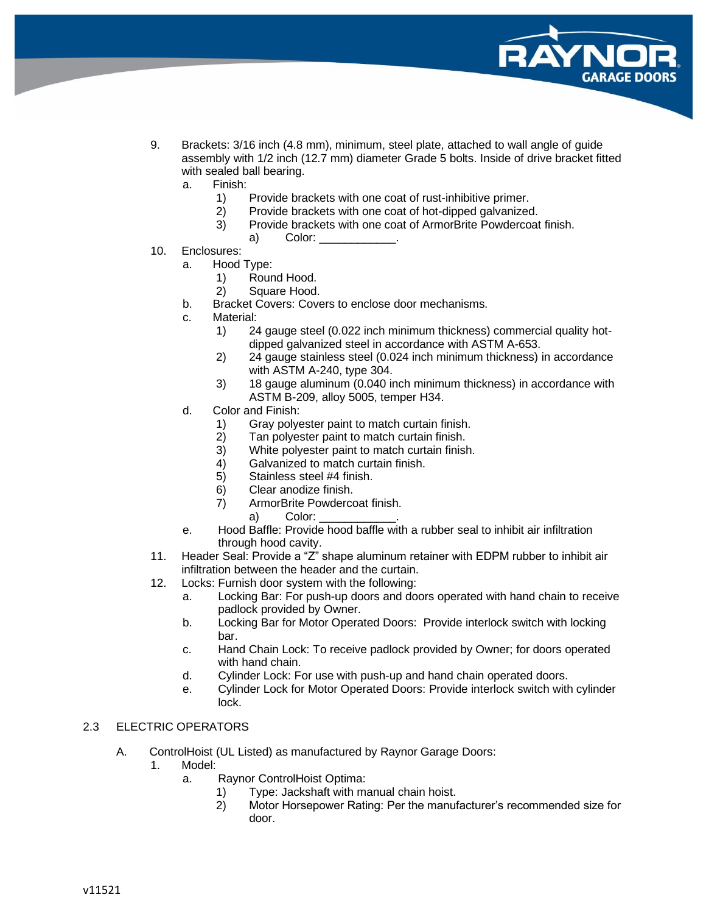9. Brackets: 3/16 inch (4.8 mm), minimum, steel plate, attached to wall angle of guide assembly with 1/2 inch (12.7 mm) diameter Grade 5 bolts. Inside of drive bracket fitted with sealed ball bearing.
    a. Finish:
        1) Provide brackets with one coat of rust-inhibitive primer.
        2) Provide brackets with one coat of hot-dipped galvanized.
        3) Provide brackets with one coat of ArmorBrite Powdercoat finish.
            a) Color: ____________.
10. Enclosures:
    a. Hood Type:
        1) Round Hood.
        2) Square Hood.
    b. Bracket Covers: Covers to enclose door mechanisms.
    c. Material:
        1) 24 gauge steel (0.022 inch minimum thickness) commercial quality hot-dipped galvanized steel in accordance with ASTM A-653.
        2) 24 gauge stainless steel (0.024 inch minimum thickness) in accordance with ASTM A-240, type 304.
        3) 18 gauge aluminum (0.040 inch minimum thickness) in accordance with ASTM B-209, alloy 5005, temper H34.
    d. Color and Finish:
        1) Gray polyester paint to match curtain finish.
        2) Tan polyester paint to match curtain finish.
        3) White polyester paint to match curtain finish.
        4) Galvanized to match curtain finish.
        5) Stainless steel #4 finish.
        6) Clear anodize finish.
        7) ArmorBrite Powdercoat finish.
            a) Color: ____________.
    e. Hood Baffle: Provide hood baffle with a rubber seal to inhibit air infiltration through hood cavity.
11. Header Seal: Provide a "Z" shape aluminum retainer with EDPM rubber to inhibit air infiltration between the header and the curtain.
12. Locks: Furnish door system with the following:
    a. Locking Bar: For push-up doors and doors operated with hand chain to receive padlock provided by Owner.
    b. Locking Bar for Motor Operated Doors: Provide interlock switch with locking bar.
    c. Hand Chain Lock: To receive padlock provided by Owner; for doors operated with hand chain.
    d. Cylinder Lock: For use with push-up and hand chain operated doors.
    e. Cylinder Lock for Motor Operated Doors: Provide interlock switch with cylinder lock.

## 2.3 ELECTRIC OPERATORS

A. ControlHoist (UL Listed) as manufactured by Raynor Garage Doors:
1. Model:
    a. Raynor ControlHoist Optima:
        1) Type: Jackshaft with manual chain hoist.
        2) Motor Horsepower Rating: Per the manufacturer's recommended size for door.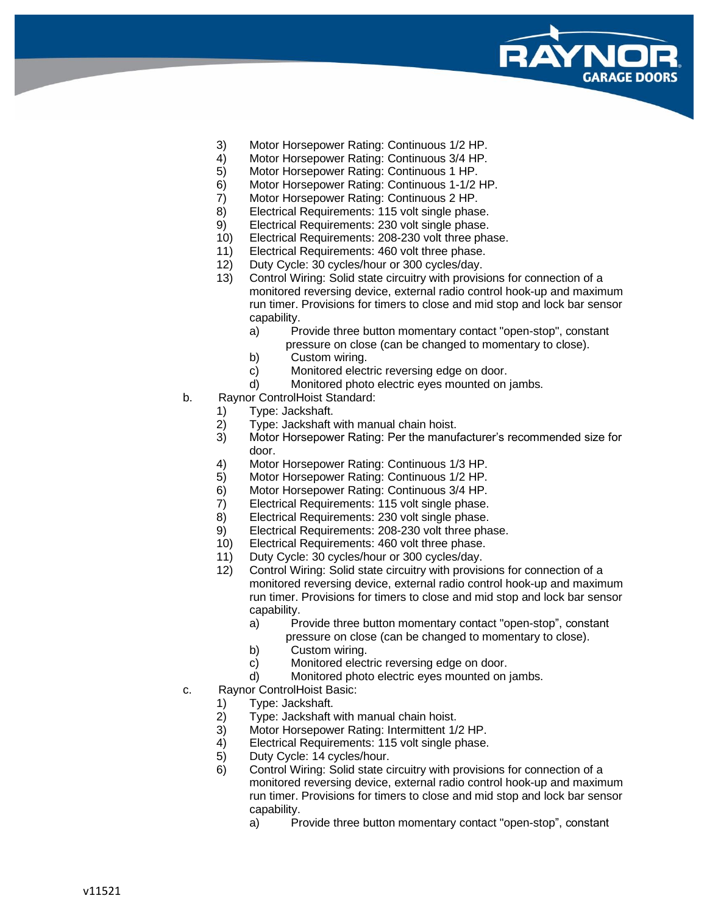3) Motor Horsepower Rating: Continuous 1/2 HP.
4) Motor Horsepower Rating: Continuous 3/4 HP.
5) Motor Horsepower Rating: Continuous 1 HP.
6) Motor Horsepower Rating: Continuous 1-1/2 HP.
7) Motor Horsepower Rating: Continuous 2 HP.
8) Electrical Requirements: 115 volt single phase.
9) Electrical Requirements: 230 volt single phase.
10) Electrical Requirements: 208-230 volt three phase.
11) Electrical Requirements: 460 volt three phase.
12) Duty Cycle: 30 cycles/hour or 300 cycles/day.
13) Control Wiring: Solid state circuitry with provisions for connection of a monitored reversing device, external radio control hook-up and maximum run timer. Provisions for timers to close and mid stop and lock bar sensor capability.
    a) Provide three button momentary contact "open-stop", constant pressure on close (can be changed to momentary to close).
    b) Custom wiring.
    c) Monitored electric reversing edge on door.
    d) Monitored photo electric eyes mounted on jambs.

b. Raynor ControlHoist Standard:
1) Type: Jackshaft.
2) Type: Jackshaft with manual chain hoist.
3) Motor Horsepower Rating: Per the manufacturer's recommended size for door.
4) Motor Horsepower Rating: Continuous 1/3 HP.
5) Motor Horsepower Rating: Continuous 1/2 HP.
6) Motor Horsepower Rating: Continuous 3/4 HP.
7) Electrical Requirements: 115 volt single phase.
8) Electrical Requirements: 230 volt single phase.
9) Electrical Requirements: 208-230 volt three phase.
10) Electrical Requirements: 460 volt three phase.
11) Duty Cycle: 30 cycles/hour or 300 cycles/day.
12) Control Wiring: Solid state circuitry with provisions for connection of a monitored reversing device, external radio control hook-up and maximum run timer. Provisions for timers to close and mid stop and lock bar sensor capability.
    a) Provide three button momentary contact "open-stop", constant pressure on close (can be changed to momentary to close).
    b) Custom wiring.
    c) Monitored electric reversing edge on door.
    d) Monitored photo electric eyes mounted on jambs.

c. Raynor ControlHoist Basic:
1) Type: Jackshaft.
2) Type: Jackshaft with manual chain hoist.
3) Motor Horsepower Rating: Intermittent 1/2 HP.
4) Electrical Requirements: 115 volt single phase.
5) Duty Cycle: 14 cycles/hour.
6) Control Wiring: Solid state circuitry with provisions for connection of a monitored reversing device, external radio control hook-up and maximum run timer. Provisions for timers to close and mid stop and lock bar sensor capability.
    a) Provide three button momentary contact "open-stop", constant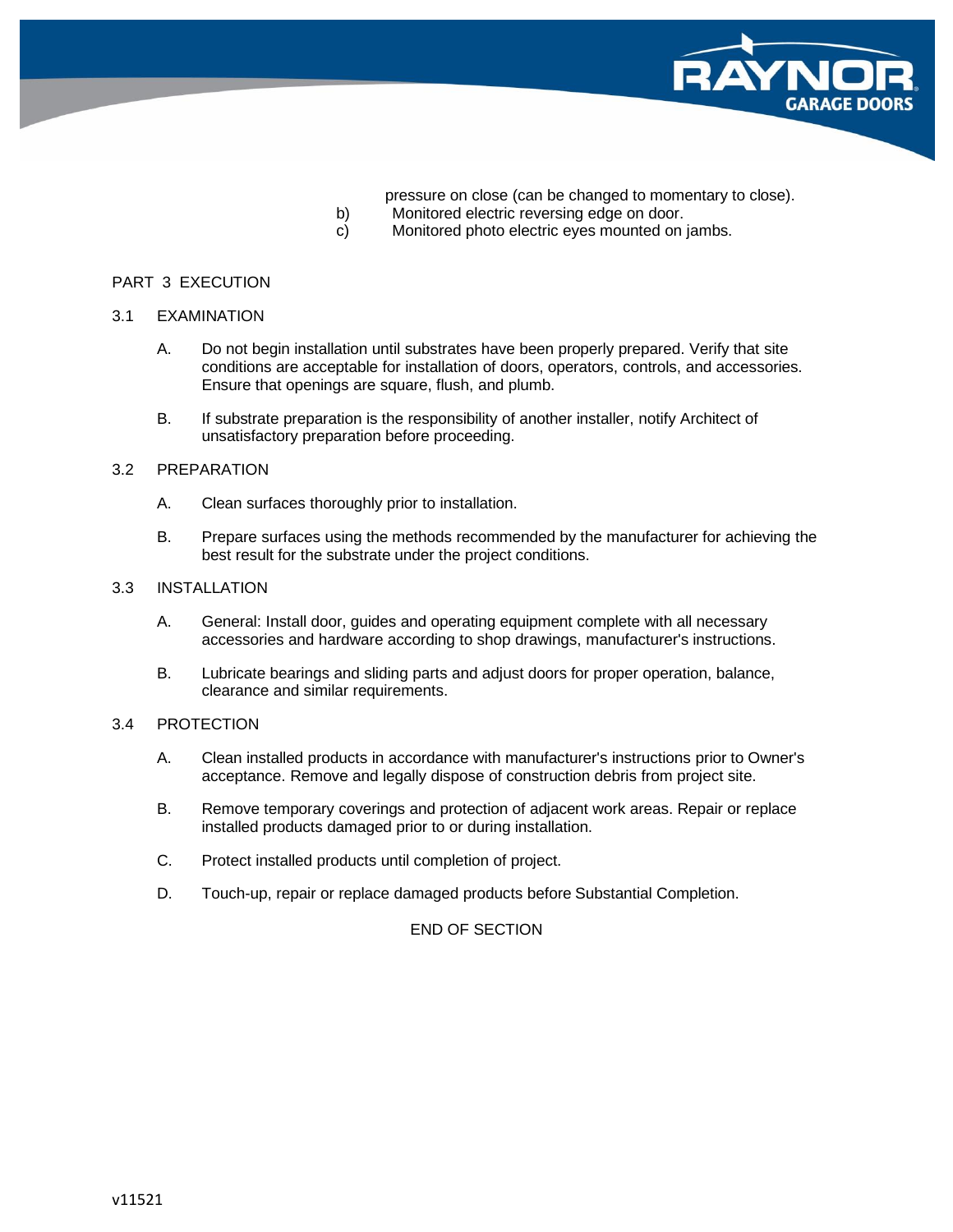pressure on close (can be changed to momentary to close).

b) Monitored electric reversing edge on door.

c) Monitored photo electric eyes mounted on jambs.

## PART 3 EXECUTION

### 3.1 EXAMINATION

A. Do not begin installation until substrates have been properly prepared. Verify that site conditions are acceptable for installation of doors, operators, controls, and accessories. Ensure that openings are square, flush, and plumb.

B. If substrate preparation is the responsibility of another installer, notify Architect of unsatisfactory preparation before proceeding.

### 3.2 PREPARATION

A. Clean surfaces thoroughly prior to installation.

B. Prepare surfaces using the methods recommended by the manufacturer for achieving the best result for the substrate under the project conditions.

### 3.3 INSTALLATION

A. General: Install door, guides and operating equipment complete with all necessary accessories and hardware according to shop drawings, manufacturer's instructions.

B. Lubricate bearings and sliding parts and adjust doors for proper operation, balance, clearance and similar requirements.

### 3.4 PROTECTION

A. Clean installed products in accordance with manufacturer's instructions prior to Owner's acceptance. Remove and legally dispose of construction debris from project site.

B. Remove temporary coverings and protection of adjacent work areas. Repair or replace installed products damaged prior to or during installation.

C. Protect installed products until completion of project.

D. Touch-up, repair or replace damaged products before Substantial Completion.

END OF SECTION